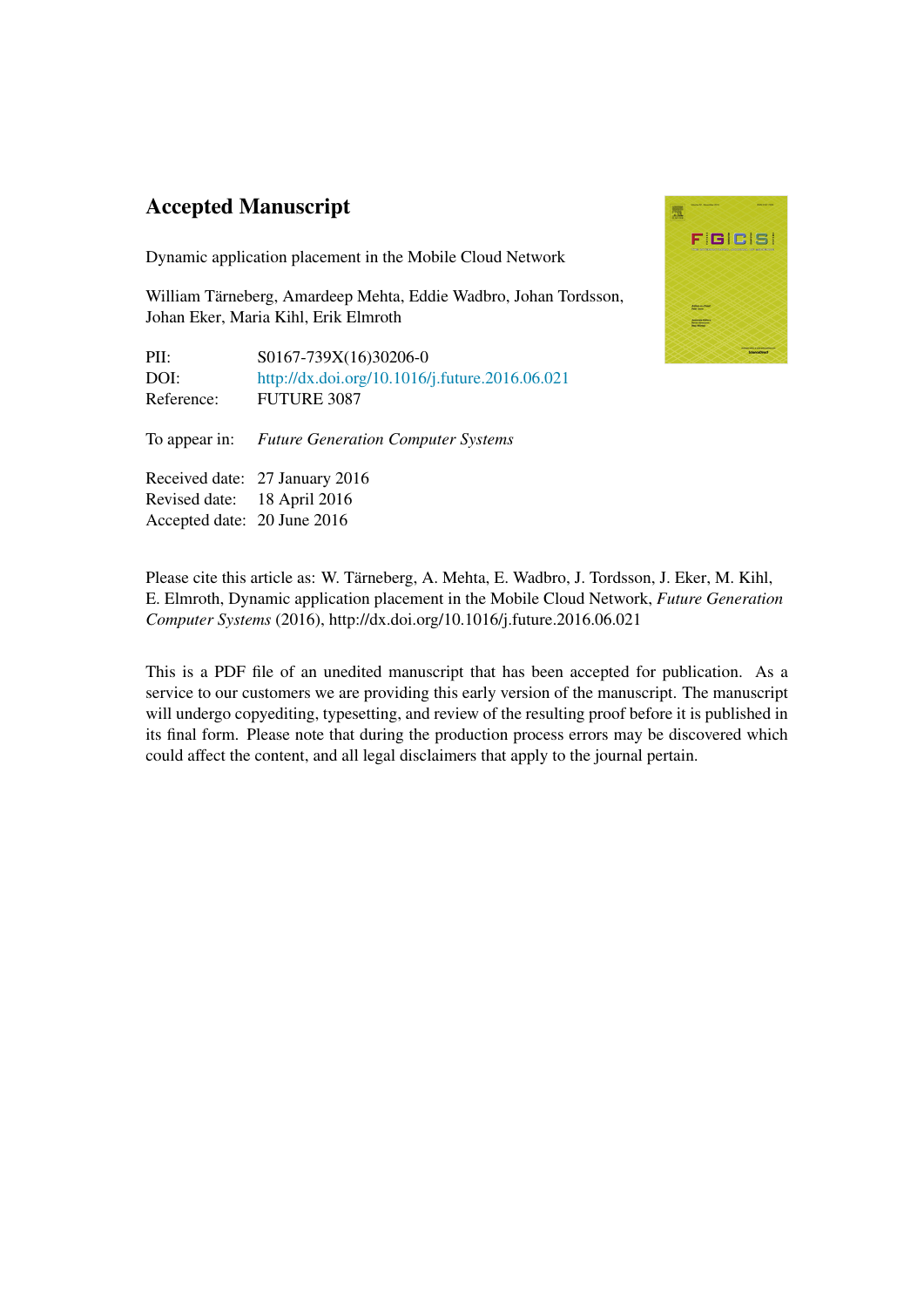# Accepted Manuscript

Dynamic application placement in the Mobile Cloud Network

William Tärneberg, Amardeep Mehta, Eddie Wadbro, Johan Tordsson, Johan Eker, Maria Kihl, Erik Elmroth

PII: S0167-739X(16)30206-0
DOI: http://dx.doi.org/10.1016/j.future.2016.06.021
Reference: FUTURE 3087

To appear in: *Future Generation Computer Systems*

Received date: 27 January 2016
Revised date: 18 April 2016
Accepted date: 20 June 2016

Please cite this article as: W. Tärneberg, A. Mehta, E. Wadbro, J. Tordsson, J. Eker, M. Kihl, E. Elmroth, Dynamic application placement in the Mobile Cloud Network, *Future Generation Computer Systems* (2016), http://dx.doi.org/10.1016/j.future.2016.06.021

This is a PDF file of an unedited manuscript that has been accepted for publication. As a service to our customers we are providing this early version of the manuscript. The manuscript will undergo copyediting, typesetting, and review of the resulting proof before it is published in its final form. Please note that during the production process errors may be discovered which could affect the content, and all legal disclaimers that apply to the journal pertain.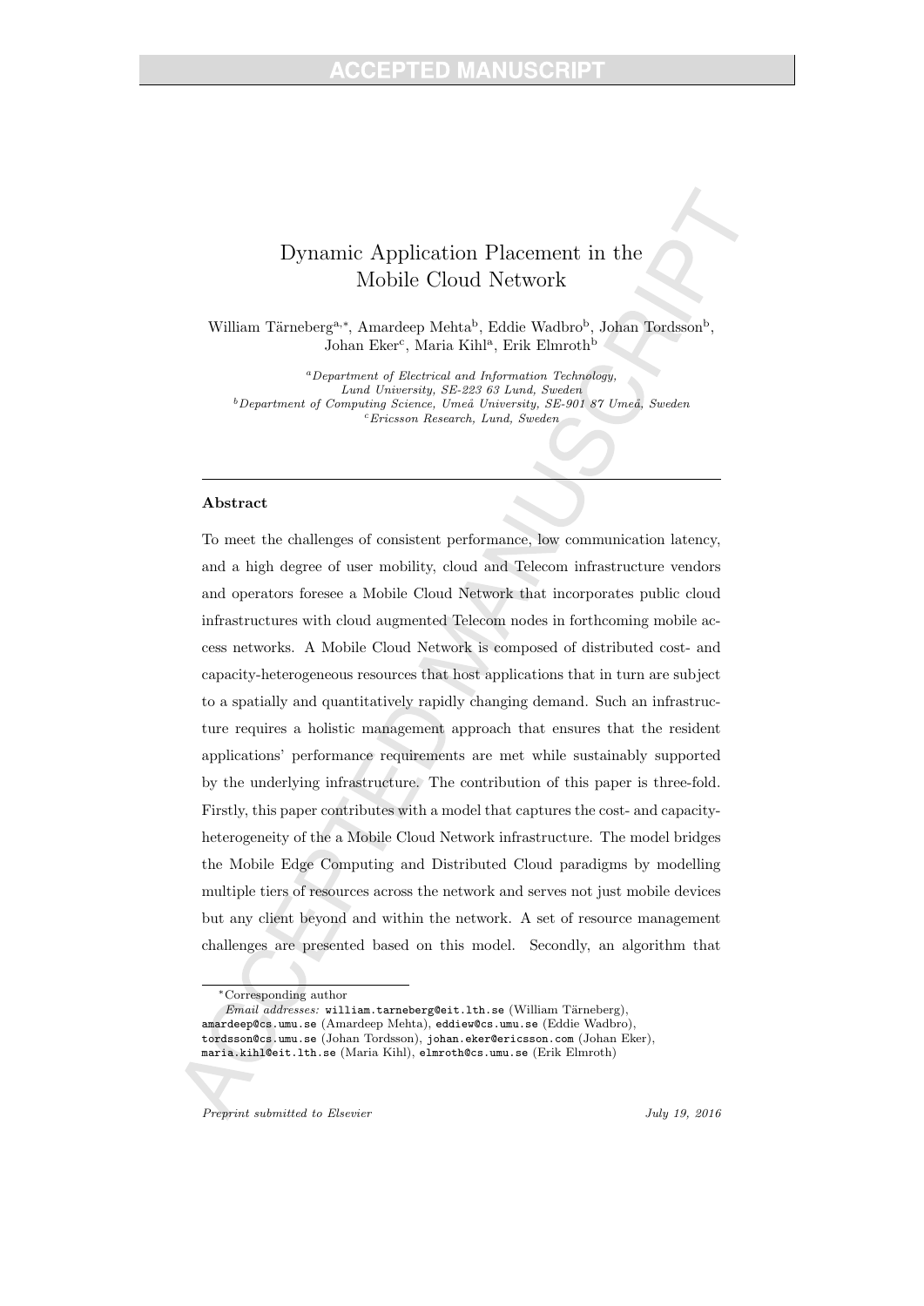# Dynamic Application Placement in the Mobile Cloud Network

William Tärneberg[a,*], Amardeep Mehta[b], Eddie Wadbro[b], Johan Tordsson[b], Johan Eker[c], Maria Kihl[a], Erik Elmroth[b]

[a]*Department of Electrical and Information Technology, Lund University, SE-223 63 Lund, Sweden*
[b]*Department of Computing Science, Umeå University, SE-901 87 Umeå, Sweden*
[c]*Ericsson Research, Lund, Sweden*

---

## Abstract

To meet the challenges of consistent performance, low communication latency, and a high degree of user mobility, cloud and Telecom infrastructure vendors and operators foresee a Mobile Cloud Network that incorporates public cloud infrastructures with cloud augmented Telecom nodes in forthcoming mobile access networks. A Mobile Cloud Network is composed of distributed cost- and capacity-heterogeneous resources that host applications that in turn are subject to a spatially and quantitatively rapidly changing demand. Such an infrastructure requires a holistic management approach that ensures that the resident applications' performance requirements are met while sustainably supported by the underlying infrastructure. The contribution of this paper is three-fold. Firstly, this paper contributes with a model that captures the cost- and capacity-heterogeneity of the a Mobile Cloud Network infrastructure. The model bridges the Mobile Edge Computing and Distributed Cloud paradigms by modelling multiple tiers of resources across the network and serves not just mobile devices but any client beyond and within the network. A set of resource management challenges are presented based on this model. Secondly, an algorithm that

---

*Corresponding author

*Email addresses:* william.tarneberg@eit.lth.se (William Tärneberg), amardeep@cs.umu.se (Amardeep Mehta), eddiew@cs.umu.se (Eddie Wadbro), tordsson@cs.umu.se (Johan Tordsson), johan.eker@ericsson.com (Johan Eker), maria.kihl@eit.lth.se (Maria Kihl), elmroth@cs.umu.se (Erik Elmroth)

*Preprint submitted to Elsevier* *July 19, 2016*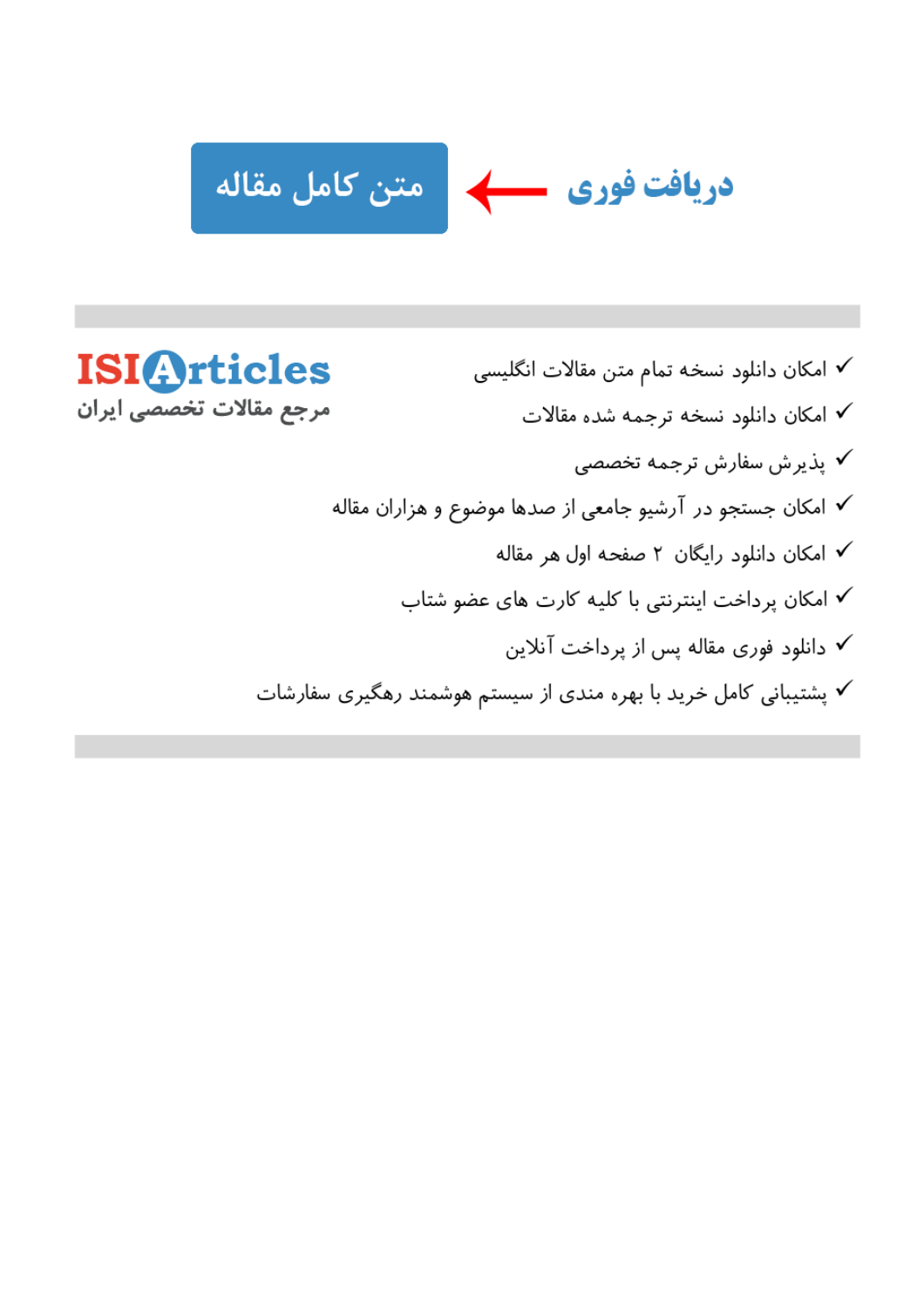دریافت فوری ← **متن کامل مقاله**

**ISIArticles**
مرجع مقالات تخصصی ایران

- ✓ امکان دانلود نسخه تمام متن مقالات انگلیسی
- ✓ امکان دانلود نسخه ترجمه شده مقالات
- ✓ پذیرش سفارش ترجمه تخصصی
- ✓ امکان جستجو در آرشیو جامعی از صدها موضوع و هزاران مقاله
- ✓ امکان دانلود رایگان ۲ صفحه اول هر مقاله
- ✓ امکان پرداخت اینترنتی با کلیه کارت های عضو شتاب
- ✓ دانلود فوری مقاله پس از پرداخت آنلاین
- ✓ پشتیبانی کامل خرید با بهره مندی از سیستم هوشمند رهگیری سفارشات